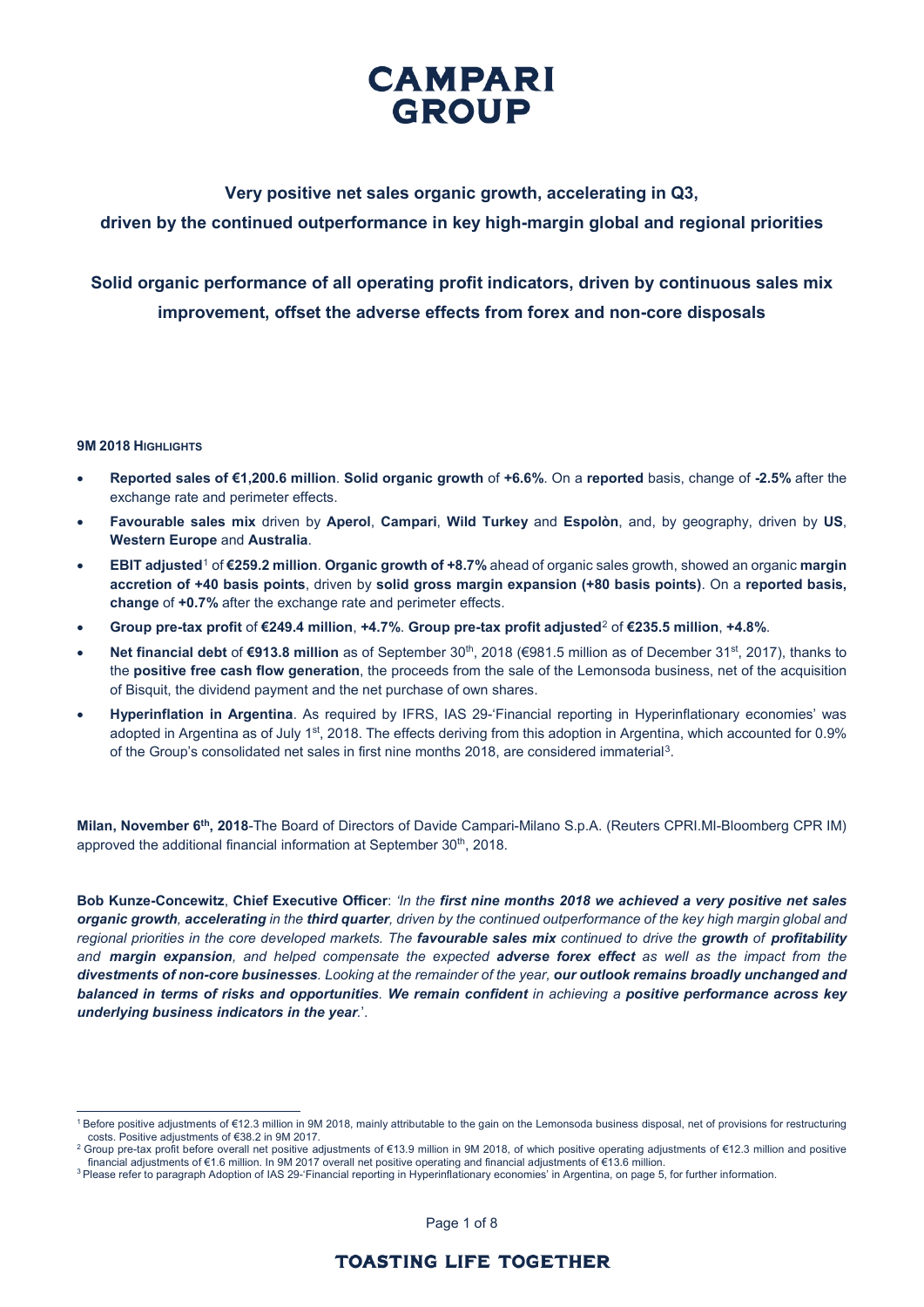# CAMPARI GROUP

**Very positive net sales organic growth, accelerating in Q3,**
**driven by the continued outperformance in key high-margin global and regional priorities**

**Solid organic performance of all operating profit indicators, driven by continuous sales mix improvement, offset the adverse effects from forex and non-core disposals**

**9M 2018 HIGHLIGHTS**

- **Reported sales of €1,200.6 million**. **Solid organic growth** of **+6.6%**. On a **reported** basis, change of **-2.5%** after the exchange rate and perimeter effects.
- **Favourable sales mix** driven by **Aperol**, **Campari**, **Wild Turkey** and **Espolòn**, and, by geography, driven by **US**, **Western Europe** and **Australia**.
- **EBIT adjusted**[1] of **€259.2 million**. **Organic growth of +8.7%** ahead of organic sales growth, showed an organic **margin accretion of +40 basis points**, driven by **solid gross margin expansion (+80 basis points)**. On a **reported basis, change** of **+0.7%** after the exchange rate and perimeter effects.
- **Group pre-tax profit** of **€249.4 million**, **+4.7%**. **Group pre-tax profit adjusted**[2] of **€235.5 million**, **+4.8%**.
- **Net financial debt** of **€913.8 million** as of September 30th, 2018 (€981.5 million as of December 31st, 2017), thanks to the **positive free cash flow generation**, the proceeds from the sale of the Lemonsoda business, net of the acquisition of Bisquit, the dividend payment and the net purchase of own shares.
- **Hyperinflation in Argentina**. As required by IFRS, IAS 29-'Financial reporting in Hyperinflationary economies' was adopted in Argentina as of July 1st, 2018. The effects deriving from this adoption in Argentina, which accounted for 0.9% of the Group's consolidated net sales in first nine months 2018, are considered immaterial[3].

**Milan, November 6th, 2018**-The Board of Directors of Davide Campari-Milano S.p.A. (Reuters CPRI.MI-Bloomberg CPR IM) approved the additional financial information at September 30th, 2018.

**Bob Kunze-Concewitz**, **Chief Executive Officer**: *'In the **first nine months 2018 we achieved a very positive net sales organic growth**, **accelerating** in the **third quarter**, driven by the continued outperformance of the key high margin global and regional priorities in the core developed markets. The **favourable sales mix** continued to drive the **growth** of **profitability** and **margin expansion**, and helped compensate the expected **adverse forex effect** as well as the impact from the **divestments of non-core businesses**. Looking at the remainder of the year, **our outlook remains broadly unchanged and balanced in terms of risks and opportunities**. **We remain confident** in achieving a **positive performance across key underlying business indicators in the year**.'*.

---

[1] Before positive adjustments of €12.3 million in 9M 2018, mainly attributable to the gain on the Lemonsoda business disposal, net of provisions for restructuring costs. Positive adjustments of €38.2 in 9M 2017.

[2] Group pre-tax profit before overall net positive adjustments of €13.9 million in 9M 2018, of which positive operating adjustments of €12.3 million and positive financial adjustments of €1.6 million. In 9M 2017 overall net positive operating and financial adjustments of €13.6 million.

[3] Please refer to paragraph Adoption of IAS 29-'Financial reporting in Hyperinflationary economies' in Argentina, on page 5, for further information.

**TOASTING LIFE TOGETHER**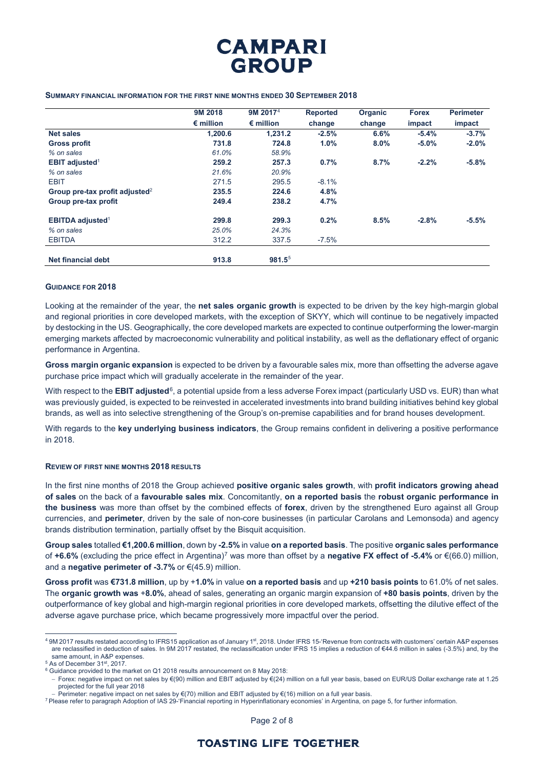**SUMMARY FINANCIAL INFORMATION FOR THE FIRST NINE MONTHS ENDED 30 SEPTEMBER 2018**

| | 9M 2018 | 9M 2017[4] | Reported | Organic | Forex | Perimeter |
|---|---|---|---|---|---|---|
| | € million | € million | change | change | impact | impact |
| **Net sales** | **1,200.6** | **1,231.2** | **-2.5%** | **6.6%** | **-5.4%** | **-3.7%** |
| **Gross profit** | **731.8** | **724.8** | **1.0%** | **8.0%** | **-5.0%** | **-2.0%** |
| *% on sales* | *61.0%* | *58.9%* | | | | |
| **EBIT adjusted**[1] | **259.2** | **257.3** | **0.7%** | **8.7%** | **-2.2%** | **-5.8%** |
| *% on sales* | *21.6%* | *20.9%* | | | | |
| EBIT | 271.5 | 295.5 | -8.1% | | | |
| **Group pre-tax profit adjusted**[2] | **235.5** | **224.6** | **4.8%** | | | |
| **Group pre-tax profit** | **249.4** | **238.2** | **4.7%** | | | |
| **EBITDA adjusted**[1] | **299.8** | **299.3** | **0.2%** | **8.5%** | **-2.8%** | **-5.5%** |
| *% on sales* | *25.0%* | *24.3%* | | | | |
| EBITDA | 312.2 | 337.5 | -7.5% | | | |
| **Net financial debt** | **913.8** | **981.5**[5] | | | | |

**GUIDANCE FOR 2018**

Looking at the remainder of the year, the **net sales organic growth** is expected to be driven by the key high-margin global and regional priorities in core developed markets, with the exception of SKYY, which will continue to be negatively impacted by destocking in the US. Geographically, the core developed markets are expected to continue outperforming the lower-margin emerging markets affected by macroeconomic vulnerability and political instability, as well as the deflationary effect of organic performance in Argentina.

**Gross margin organic expansion** is expected to be driven by a favourable sales mix, more than offsetting the adverse agave purchase price impact which will gradually accelerate in the remainder of the year.

With respect to the **EBIT adjusted**[6], a potential upside from a less adverse Forex impact (particularly USD vs. EUR) than what was previously guided, is expected to be reinvested in accelerated investments into brand building initiatives behind key global brands, as well as into selective strengthening of the Group's on-premise capabilities and for brand houses development.

With regards to the **key underlying business indicators**, the Group remains confident in delivering a positive performance in 2018.

**REVIEW OF FIRST NINE MONTHS 2018 RESULTS**

In the first nine months of 2018 the Group achieved **positive organic sales growth**, with **profit indicators growing ahead of sales** on the back of a **favourable sales mix**. Concomitantly, **on a reported basis** the **robust organic performance in the business** was more than offset by the combined effects of **forex**, driven by the strengthened Euro against all Group currencies, and **perimeter**, driven by the sale of non-core businesses (in particular Carolans and Lemonsoda) and agency brands distribution termination, partially offset by the Bisquit acquisition.

**Group sales** totalled **€1,200.6 million**, down by **-2.5%** in value **on a reported basis**. The positive **organic sales performance** of **+6.6%** (excluding the price effect in Argentina)[7] was more than offset by a **negative FX effect of -5.4%** or €(66.0) million, and a **negative perimeter of -3.7%** or €(45.9) million.

**Gross profit** was **€731.8 million**, up by +**1.0%** in value **on a reported basis** and up **+210 basis points** to 61.0% of net sales. The **organic growth was** +**8.0%**, ahead of sales, generating an organic margin expansion of **+80 basis points**, driven by the outperformance of key global and high-margin regional priorities in core developed markets, offsetting the dilutive effect of the adverse agave purchase price, which became progressively more impactful over the period.

---

[4] 9M 2017 results restated according to IFRS15 application as of January 1st, 2018. Under IFRS 15-'Revenue from contracts with customers' certain A&P expenses are reclassified in deduction of sales. In 9M 2017 restated, the reclassification under IFRS 15 implies a reduction of €44.6 million in sales (-3.5%) and, by the same amount, in A&P expenses.

[5] As of December 31st, 2017.

[6] Guidance provided to the market on Q1 2018 results announcement on 8 May 2018:
- Forex: negative impact on net sales by €(90) million and EBIT adjusted by €(24) million on a full year basis, based on EUR/US Dollar exchange rate at 1.25 projected for the full year 2018
- Perimeter: negative impact on net sales by €(70) million and EBIT adjusted by €(16) million on a full year basis.

[7] Please refer to paragraph Adoption of IAS 29-'Financial reporting in Hyperinflationary economies' in Argentina, on page 5, for further information.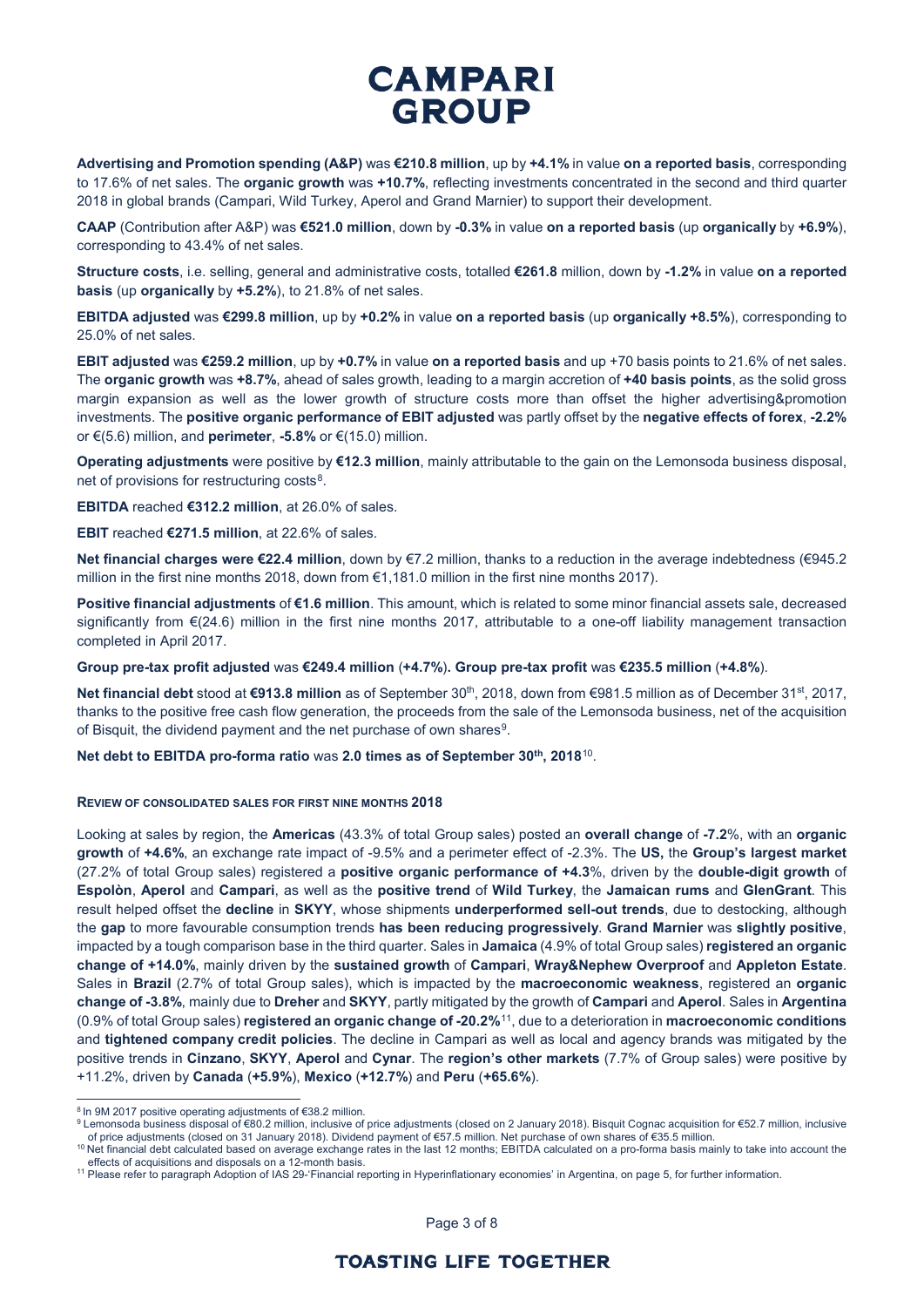**Advertising and Promotion spending (A&P)** was **€210.8 million**, up by **+4.1%** in value **on a reported basis**, corresponding to 17.6% of net sales. The **organic growth** was **+10.7%**, reflecting investments concentrated in the second and third quarter 2018 in global brands (Campari, Wild Turkey, Aperol and Grand Marnier) to support their development.

**CAAP** (Contribution after A&P) was **€521.0 million**, down by **-0.3%** in value **on a reported basis** (up **organically** by **+6.9%**), corresponding to 43.4% of net sales.

**Structure costs**, i.e. selling, general and administrative costs, totalled **€261.8** million, down by **-1.2%** in value **on a reported basis** (up **organically** by **+5.2%**), to 21.8% of net sales.

**EBITDA adjusted** was **€299.8 million**, up by **+0.2%** in value **on a reported basis** (up **organically +8.5%**), corresponding to 25.0% of net sales.

**EBIT adjusted** was **€259.2 million**, up by **+0.7%** in value **on a reported basis** and up +70 basis points to 21.6% of net sales. The **organic growth** was **+8.7%**, ahead of sales growth, leading to a margin accretion of **+40 basis points**, as the solid gross margin expansion as well as the lower growth of structure costs more than offset the higher advertising&promotion investments. The **positive organic performance of EBIT adjusted** was partly offset by the **negative effects of forex**, **-2.2%** or €(5.6) million, and **perimeter**, **-5.8%** or €(15.0) million.

**Operating adjustments** were positive by **€12.3 million**, mainly attributable to the gain on the Lemonsoda business disposal, net of provisions for restructuring costs[8].

**EBITDA** reached **€312.2 million**, at 26.0% of sales.

**EBIT** reached **€271.5 million**, at 22.6% of sales.

**Net financial charges were €22.4 million**, down by €7.2 million, thanks to a reduction in the average indebtedness (€945.2 million in the first nine months 2018, down from €1,181.0 million in the first nine months 2017).

**Positive financial adjustments** of **€1.6 million**. This amount, which is related to some minor financial assets sale, decreased significantly from €(24.6) million in the first nine months 2017, attributable to a one-off liability management transaction completed in April 2017.

**Group pre-tax profit adjusted** was **€249.4 million** (**+4.7%**)**. Group pre-tax profit** was **€235.5 million** (**+4.8%**).

**Net financial debt** stood at **€913.8 million** as of September 30th, 2018, down from €981.5 million as of December 31st, 2017, thanks to the positive free cash flow generation, the proceeds from the sale of the Lemonsoda business, net of the acquisition of Bisquit, the dividend payment and the net purchase of own shares[9].

**Net debt to EBITDA pro-forma ratio** was **2.0 times as of September 30th, 2018**[10].

## REVIEW OF CONSOLIDATED SALES FOR FIRST NINE MONTHS 2018

Looking at sales by region, the **Americas** (43.3% of total Group sales) posted an **overall change** of **-7.2**%, with an **organic growth** of **+4.6%**, an exchange rate impact of -9.5% and a perimeter effect of -2.3%. The **US,** the **Group's largest market** (27.2% of total Group sales) registered a **positive organic performance of +4.3**%, driven by the **double-digit growth** of **Espolòn**, **Aperol** and **Campari**, as well as the **positive trend** of **Wild Turkey**, the **Jamaican rums** and **GlenGrant**. This result helped offset the **decline** in **SKYY**, whose shipments **underperformed sell-out trends**, due to destocking, although the **gap** to more favourable consumption trends **has been reducing progressively**. **Grand Marnier** was **slightly positive**, impacted by a tough comparison base in the third quarter. Sales in **Jamaica** (4.9% of total Group sales) **registered an organic change of +14.0%**, mainly driven by the **sustained growth** of **Campari**, **Wray&Nephew Overproof** and **Appleton Estate**. Sales in **Brazil** (2.7% of total Group sales), which is impacted by the **macroeconomic weakness**, registered an **organic change of -3.8%**, mainly due to **Dreher** and **SKYY**, partly mitigated by the growth of **Campari** and **Aperol**. Sales in **Argentina** (0.9% of total Group sales) **registered an organic change of -20.2%**[11], due to a deterioration in **macroeconomic conditions** and **tightened company credit policies**. The decline in Campari as well as local and agency brands was mitigated by the positive trends in **Cinzano**, **SKYY**, **Aperol** and **Cynar**. The **region's other markets** (7.7% of Group sales) were positive by +11.2%, driven by **Canada** (**+5.9%**), **Mexico** (**+12.7%**) and **Peru** (**+65.6%**).

---

[8] In 9M 2017 positive operating adjustments of €38.2 million.

[9] Lemonsoda business disposal of €80.2 million, inclusive of price adjustments (closed on 2 January 2018). Bisquit Cognac acquisition for €52.7 million, inclusive of price adjustments (closed on 31 January 2018). Dividend payment of €57.5 million. Net purchase of own shares of €35.5 million.

[10] Net financial debt calculated based on average exchange rates in the last 12 months; EBITDA calculated on a pro-forma basis mainly to take into account the effects of acquisitions and disposals on a 12-month basis.

[11] Please refer to paragraph Adoption of IAS 29-'Financial reporting in Hyperinflationary economies' in Argentina, on page 5, for further information.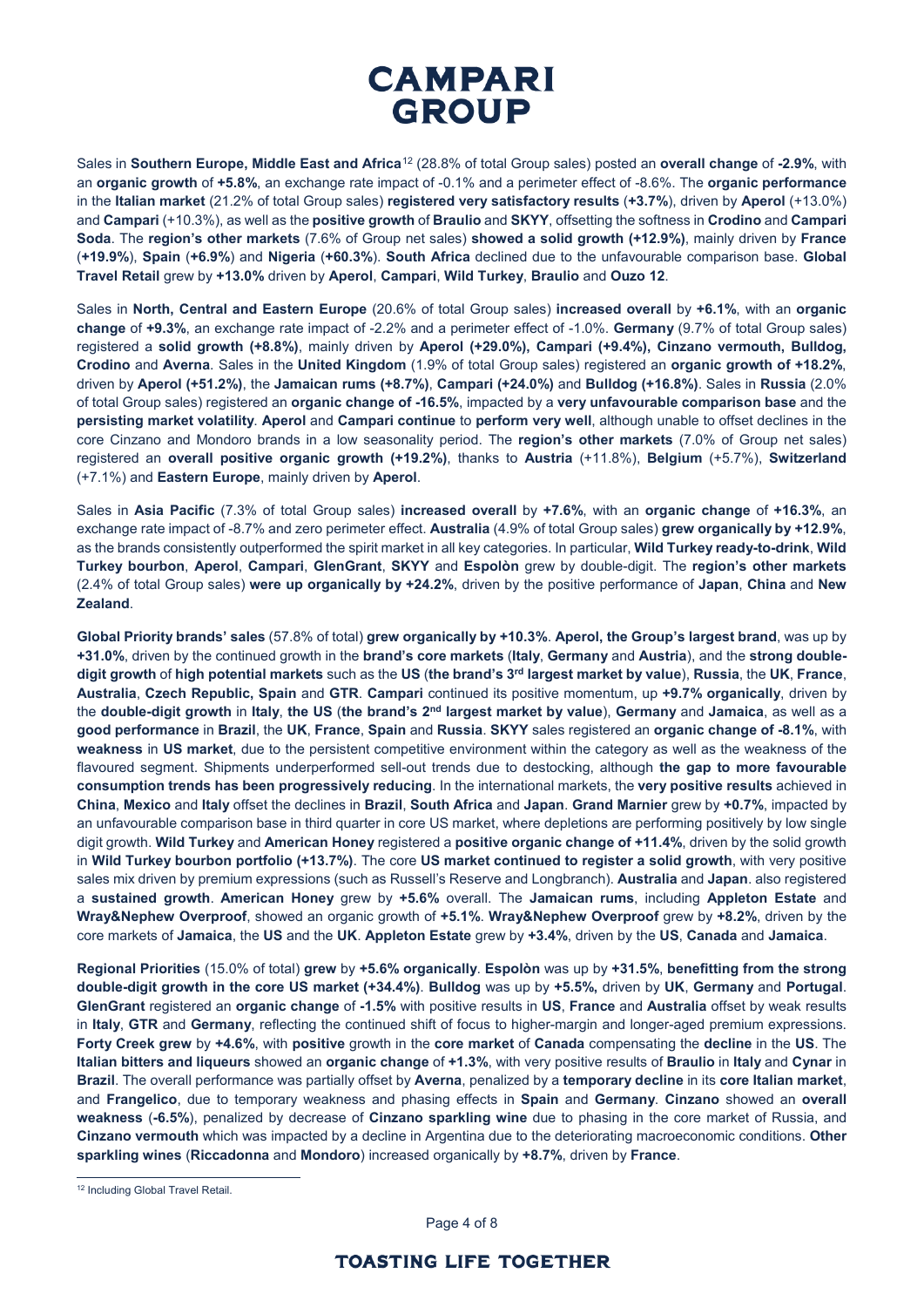Sales in **Southern Europe, Middle East and Africa**[12] (28.8% of total Group sales) posted an **overall change** of **-2.9%**, with an **organic growth** of **+5.8%**, an exchange rate impact of -0.1% and a perimeter effect of -8.6%. The **organic performance** in the **Italian market** (21.2% of total Group sales) **registered very satisfactory results** (**+3.7%**), driven by **Aperol** (+13.0%) and **Campari** (+10.3%), as well as the **positive growth** of **Braulio** and **SKYY**, offsetting the softness in **Crodino** and **Campari Soda**. The **region's other markets** (7.6% of Group net sales) **showed a solid growth (+12.9%)**, mainly driven by **France** (**+19.9%**), **Spain** (**+6.9%**) and **Nigeria** (**+60.3%**). **South Africa** declined due to the unfavourable comparison base. **Global Travel Retail** grew by **+13.0%** driven by **Aperol**, **Campari**, **Wild Turkey**, **Braulio** and **Ouzo 12**.

Sales in **North, Central and Eastern Europe** (20.6% of total Group sales) **increased overall** by **+6.1%**, with an **organic change** of **+9.3%**, an exchange rate impact of -2.2% and a perimeter effect of -1.0%. **Germany** (9.7% of total Group sales) registered a **solid growth (+8.8%)**, mainly driven by **Aperol (+29.0%), Campari (+9.4%), Cinzano vermouth, Bulldog, Crodino** and **Averna**. Sales in the **United Kingdom** (1.9% of total Group sales) registered an **organic growth of +18.2%**, driven by **Aperol (+51.2%)**, the **Jamaican rums (+8.7%)**, **Campari (+24.0%)** and **Bulldog (+16.8%)**. Sales in **Russia** (2.0% of total Group sales) registered an **organic change of -16.5%**, impacted by a **very unfavourable comparison base** and the **persisting market volatility**. **Aperol** and **Campari continue** to **perform very well**, although unable to offset declines in the core Cinzano and Mondoro brands in a low seasonality period. The **region's other markets** (7.0% of Group net sales) registered an **overall positive organic growth (+19.2%)**, thanks to **Austria** (+11.8%), **Belgium** (+5.7%), **Switzerland** (+7.1%) and **Eastern Europe**, mainly driven by **Aperol**.

Sales in **Asia Pacific** (7.3% of total Group sales) **increased overall** by **+7.6%**, with an **organic change** of **+16.3%**, an exchange rate impact of -8.7% and zero perimeter effect. **Australia** (4.9% of total Group sales) **grew organically by +12.9%**, as the brands consistently outperformed the spirit market in all key categories. In particular, **Wild Turkey ready-to-drink**, **Wild Turkey bourbon**, **Aperol**, **Campari**, **GlenGrant**, **SKYY** and **Espolòn** grew by double-digit. The **region's other markets** (2.4% of total Group sales) **were up organically by +24.2%**, driven by the positive performance of **Japan**, **China** and **New Zealand**.

**Global Priority brands' sales** (57.8% of total) **grew organically by +10.3%**. **Aperol, the Group's largest brand**, was up by **+31.0%**, driven by the continued growth in the **brand's core markets** (**Italy**, **Germany** and **Austria**), and the **strong double-digit growth** of **high potential markets** such as the **US** (**the brand's 3rd largest market by value**), **Russia**, the **UK**, **France**, **Australia**, **Czech Republic, Spain** and **GTR**. **Campari** continued its positive momentum, up **+9.7% organically**, driven by the **double-digit growth** in **Italy**, **the US** (**the brand's 2nd largest market by value**), **Germany** and **Jamaica**, as well as a **good performance** in **Brazil**, the **UK**, **France**, **Spain** and **Russia**. **SKYY** sales registered an **organic change of -8.1%**, with **weakness** in **US market**, due to the persistent competitive environment within the category as well as the weakness of the flavoured segment. Shipments underperformed sell-out trends due to destocking, although **the gap to more favourable consumption trends has been progressively reducing**. In the international markets, the **very positive results** achieved in **China**, **Mexico** and **Italy** offset the declines in **Brazil**, **South Africa** and **Japan**. **Grand Marnier** grew by **+0.7%**, impacted by an unfavourable comparison base in third quarter in core US market, where depletions are performing positively by low single digit growth. **Wild Turkey** and **American Honey** registered a **positive organic change of +11.4%**, driven by the solid growth in **Wild Turkey bourbon portfolio (+13.7%)**. The core **US market continued to register a solid growth**, with very positive sales mix driven by premium expressions (such as Russell's Reserve and Longbranch). **Australia** and **Japan**. also registered a **sustained growth**. **American Honey** grew by **+5.6%** overall. The **Jamaican rums**, including **Appleton Estate** and **Wray&Nephew Overproof**, showed an organic growth of **+5.1%**. **Wray&Nephew Overproof** grew by **+8.2%**, driven by the core markets of **Jamaica**, the **US** and the **UK**. **Appleton Estate** grew by **+3.4%**, driven by the **US**, **Canada** and **Jamaica**.

**Regional Priorities** (15.0% of total) **grew** by **+5.6% organically**. **Espolòn** was up by **+31.5%**, **benefitting from the strong double-digit growth in the core US market (+34.4%)**. **Bulldog** was up by **+5.5%,** driven by **UK**, **Germany** and **Portugal**. **GlenGrant** registered an **organic change** of **-1.5%** with positive results in **US**, **France** and **Australia** offset by weak results in **Italy**, **GTR** and **Germany**, reflecting the continued shift of focus to higher-margin and longer-aged premium expressions. **Forty Creek grew** by **+4.6%**, with **positive** growth in the **core market** of **Canada** compensating the **decline** in the **US**. The **Italian bitters and liqueurs** showed an **organic change** of **+1.3%**, with very positive results of **Braulio** in **Italy** and **Cynar** in **Brazil**. The overall performance was partially offset by **Averna**, penalized by a **temporary decline** in its **core Italian market**, and **Frangelico**, due to temporary weakness and phasing effects in **Spain** and **Germany**. **Cinzano** showed an **overall weakness** (**-6.5%**), penalized by decrease of **Cinzano sparkling wine** due to phasing in the core market of Russia, and **Cinzano vermouth** which was impacted by a decline in Argentina due to the deteriorating macroeconomic conditions. **Other sparkling wines** (**Riccadonna** and **Mondoro**) increased organically by **+8.7%**, driven by **France**.

---

[12] Including Global Travel Retail.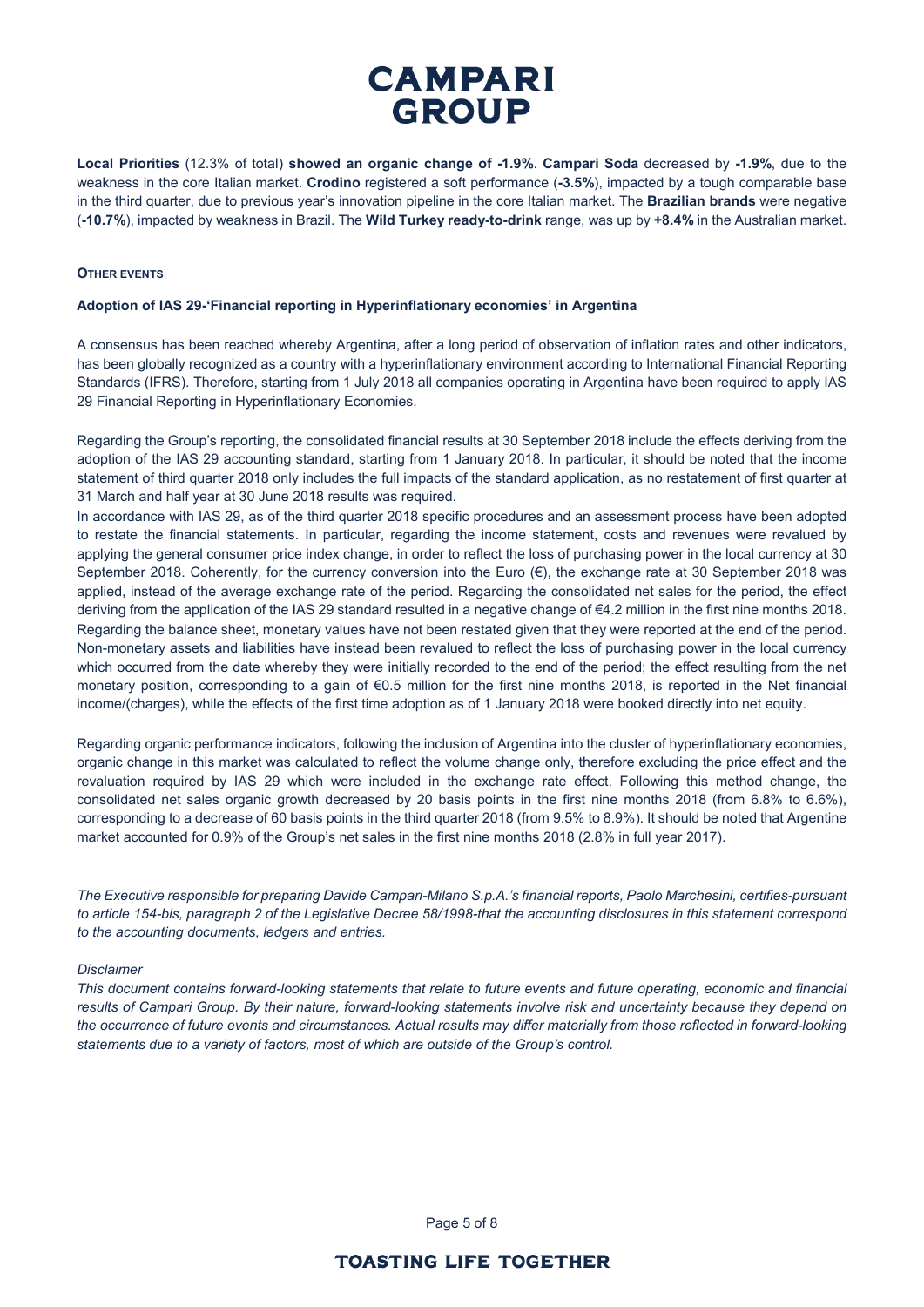**Local Priorities** (12.3% of total) **showed an organic change of -1.9%**. **Campari Soda** decreased by **-1.9%**, due to the weakness in the core Italian market. **Crodino** registered a soft performance (**-3.5%**), impacted by a tough comparable base in the third quarter, due to previous year's innovation pipeline in the core Italian market. The **Brazilian brands** were negative (**-10.7%**), impacted by weakness in Brazil. The **Wild Turkey ready-to-drink** range, was up by **+8.4%** in the Australian market.

**OTHER EVENTS**

**Adoption of IAS 29-'Financial reporting in Hyperinflationary economies' in Argentina**

A consensus has been reached whereby Argentina, after a long period of observation of inflation rates and other indicators, has been globally recognized as a country with a hyperinflationary environment according to International Financial Reporting Standards (IFRS). Therefore, starting from 1 July 2018 all companies operating in Argentina have been required to apply IAS 29 Financial Reporting in Hyperinflationary Economies.

Regarding the Group's reporting, the consolidated financial results at 30 September 2018 include the effects deriving from the adoption of the IAS 29 accounting standard, starting from 1 January 2018. In particular, it should be noted that the income statement of third quarter 2018 only includes the full impacts of the standard application, as no restatement of first quarter at 31 March and half year at 30 June 2018 results was required.

In accordance with IAS 29, as of the third quarter 2018 specific procedures and an assessment process have been adopted to restate the financial statements. In particular, regarding the income statement, costs and revenues were revalued by applying the general consumer price index change, in order to reflect the loss of purchasing power in the local currency at 30 September 2018. Coherently, for the currency conversion into the Euro (€), the exchange rate at 30 September 2018 was applied, instead of the average exchange rate of the period. Regarding the consolidated net sales for the period, the effect deriving from the application of the IAS 29 standard resulted in a negative change of €4.2 million in the first nine months 2018. Regarding the balance sheet, monetary values have not been restated given that they were reported at the end of the period. Non-monetary assets and liabilities have instead been revalued to reflect the loss of purchasing power in the local currency which occurred from the date whereby they were initially recorded to the end of the period; the effect resulting from the net monetary position, corresponding to a gain of €0.5 million for the first nine months 2018, is reported in the Net financial income/(charges), while the effects of the first time adoption as of 1 January 2018 were booked directly into net equity.

Regarding organic performance indicators, following the inclusion of Argentina into the cluster of hyperinflationary economies, organic change in this market was calculated to reflect the volume change only, therefore excluding the price effect and the revaluation required by IAS 29 which were included in the exchange rate effect. Following this method change, the consolidated net sales organic growth decreased by 20 basis points in the first nine months 2018 (from 6.8% to 6.6%), corresponding to a decrease of 60 basis points in the third quarter 2018 (from 9.5% to 8.9%). It should be noted that Argentine market accounted for 0.9% of the Group's net sales in the first nine months 2018 (2.8% in full year 2017).

*The Executive responsible for preparing Davide Campari-Milano S.p.A.'s financial reports, Paolo Marchesini, certifies-pursuant to article 154-bis, paragraph 2 of the Legislative Decree 58/1998-that the accounting disclosures in this statement correspond to the accounting documents, ledgers and entries.*

*Disclaimer*

*This document contains forward-looking statements that relate to future events and future operating, economic and financial results of Campari Group. By their nature, forward-looking statements involve risk and uncertainty because they depend on the occurrence of future events and circumstances. Actual results may differ materially from those reflected in forward-looking statements due to a variety of factors, most of which are outside of the Group's control.*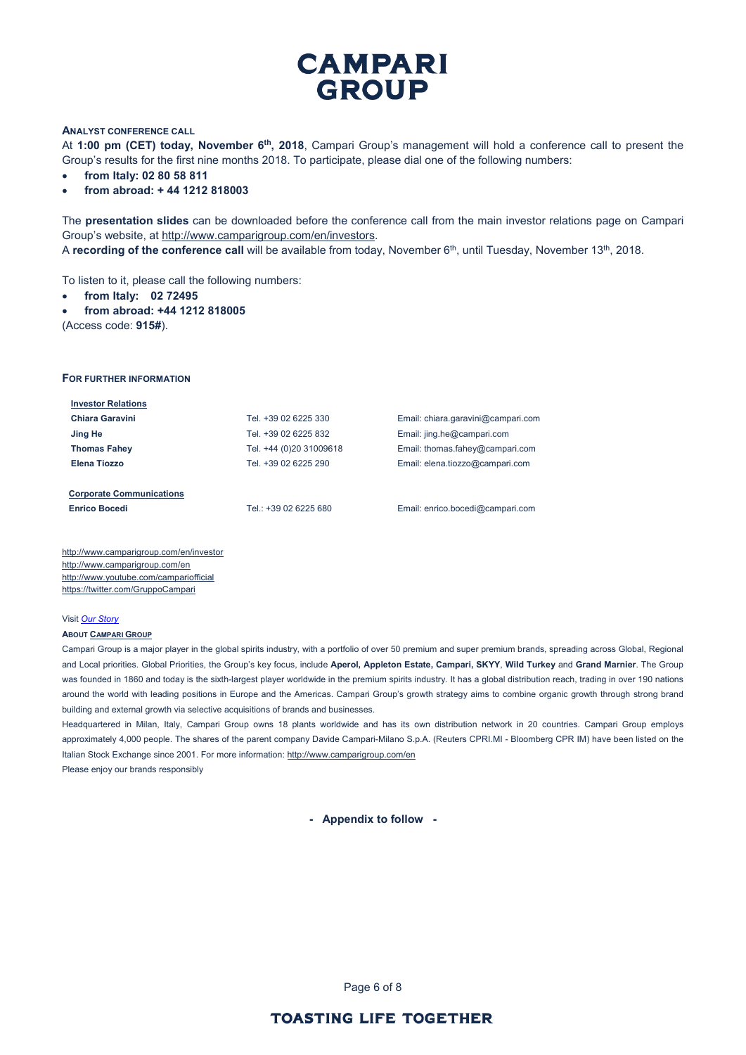## Analyst conference call

At **1:00 pm (CET) today, November 6th, 2018**, Campari Group's management will hold a conference call to present the Group's results for the first nine months 2018. To participate, please dial one of the following numbers:

- **from Italy: 02 80 58 811**
- **from abroad: + 44 1212 818003**

The **presentation slides** can be downloaded before the conference call from the main investor relations page on Campari Group's website, at http://www.camparigroup.com/en/investors.

A **recording of the conference call** will be available from today, November 6th, until Tuesday, November 13th, 2018.

To listen to it, please call the following numbers:

- **from Italy: 02 72495**
- **from abroad: +44 1212 818005**

(Access code: **915#**).

## For further information

**Investor Relations**

| | | |
|---|---|---|
| **Chiara Garavini** | Tel. +39 02 6225 330 | Email: chiara.garavini@campari.com |
| **Jing He** | Tel. +39 02 6225 832 | Email: jing.he@campari.com |
| **Thomas Fahey** | Tel. +44 (0)20 31009618 | Email: thomas.fahey@campari.com |
| **Elena Tiozzo** | Tel. +39 02 6225 290 | Email: elena.tiozzo@campari.com |

**Corporate Communications**

| | | |
|---|---|---|
| **Enrico Bocedi** | Tel.: +39 02 6225 680 | Email: enrico.bocedi@campari.com |

http://www.camparigroup.com/en/investor
http://www.camparigroup.com/en
http://www.youtube.com/campariofficial
https://twitter.com/GruppoCampari

Visit *Our Story*

### About Campari Group

Campari Group is a major player in the global spirits industry, with a portfolio of over 50 premium and super premium brands, spreading across Global, Regional and Local priorities. Global Priorities, the Group's key focus, include **Aperol, Appleton Estate, Campari, SKYY**, **Wild Turkey** and **Grand Marnier**. The Group was founded in 1860 and today is the sixth-largest player worldwide in the premium spirits industry. It has a global distribution reach, trading in over 190 nations around the world with leading positions in Europe and the Americas. Campari Group's growth strategy aims to combine organic growth through strong brand building and external growth via selective acquisitions of brands and businesses.

Headquartered in Milan, Italy, Campari Group owns 18 plants worldwide and has its own distribution network in 20 countries. Campari Group employs approximately 4,000 people. The shares of the parent company Davide Campari-Milano S.p.A. (Reuters CPRI.MI - Bloomberg CPR IM) have been listed on the Italian Stock Exchange since 2001. For more information: http://www.camparigroup.com/en

Please enjoy our brands responsibly

**- Appendix to follow -**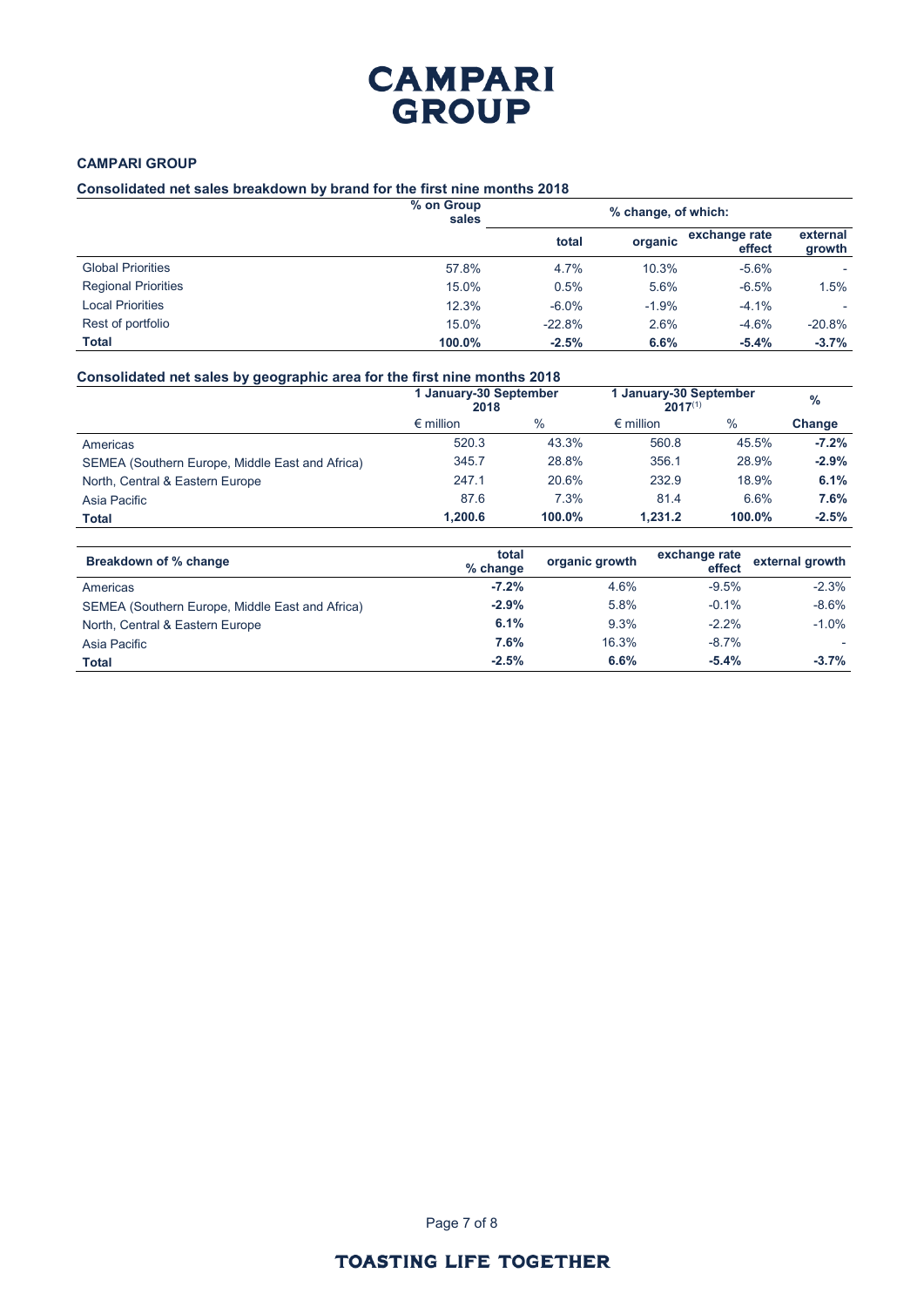**CAMPARI GROUP**

**Consolidated net sales breakdown by brand for the first nine months 2018**

| | % on Group sales | % change, of which: | | | |
|---|---|---|---|---|---|
| | | total | organic | exchange rate effect | external growth |
| Global Priorities | 57.8% | 4.7% | 10.3% | -5.6% | - |
| Regional Priorities | 15.0% | 0.5% | 5.6% | -6.5% | 1.5% |
| Local Priorities | 12.3% | -6.0% | -1.9% | -4.1% | - |
| Rest of portfolio | 15.0% | -22.8% | 2.6% | -4.6% | -20.8% |
| **Total** | **100.0%** | **-2.5%** | **6.6%** | **-5.4%** | **-3.7%** |

**Consolidated net sales by geographic area for the first nine months 2018**

| | 1 January-30 September 2018 | | 1 January-30 September 2017[1] | | % |
|---|---|---|---|---|---|
| | € million | % | € million | % | Change |
| Americas | 520.3 | 43.3% | 560.8 | 45.5% | **-7.2%** |
| SEMEA (Southern Europe, Middle East and Africa) | 345.7 | 28.8% | 356.1 | 28.9% | **-2.9%** |
| North, Central & Eastern Europe | 247.1 | 20.6% | 232.9 | 18.9% | **6.1%** |
| Asia Pacific | 87.6 | 7.3% | 81.4 | 6.6% | **7.6%** |
| **Total** | **1,200.6** | **100.0%** | **1,231.2** | **100.0%** | **-2.5%** |

| Breakdown of % change | total % change | organic growth | exchange rate effect | external growth |
|---|---|---|---|---|
| Americas | **-7.2%** | 4.6% | -9.5% | -2.3% |
| SEMEA (Southern Europe, Middle East and Africa) | **-2.9%** | 5.8% | -0.1% | -8.6% |
| North, Central & Eastern Europe | **6.1%** | 9.3% | -2.2% | -1.0% |
| Asia Pacific | **7.6%** | 16.3% | -8.7% | - |
| **Total** | **-2.5%** | **6.6%** | **-5.4%** | **-3.7%** |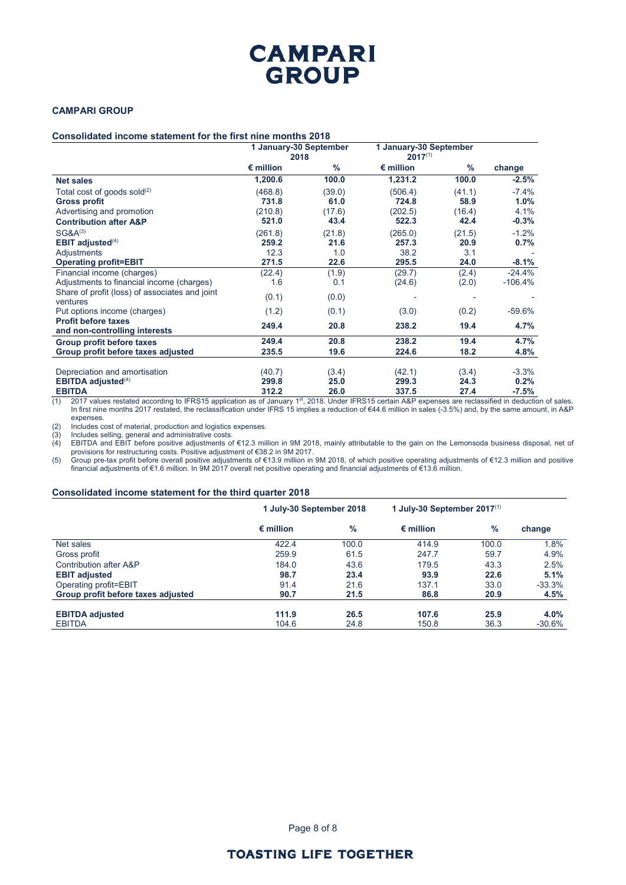# CAMPARI GROUP

**CAMPARI GROUP**

**Consolidated income statement for the first nine months 2018**

| | 1 January-30 September 2018 | | 1 January-30 September 2017[(1)] | | |
|---|---|---|---|---|---|
| | **€ million** | **%** | **€ million** | **%** | **change** |
| **Net sales** | **1,200.6** | **100.0** | **1,231.2** | **100.0** | **-2.5%** |
| Total cost of goods sold[(2)] | (468.8) | (39.0) | (506.4) | (41.1) | -7.4% |
| **Gross profit** | **731.8** | **61.0** | **724.8** | **58.9** | **1.0%** |
| Advertising and promotion | (210.8) | (17.6) | (202.5) | (16.4) | 4.1% |
| **Contribution after A&P** | **521.0** | **43.4** | **522.3** | **42.4** | **-0.3%** |
| SG&A[(3)] | (261.8) | (21.8) | (265.0) | (21.5) | -1.2% |
| **EBIT adjusted**[(4)] | **259.2** | **21.6** | **257.3** | **20.9** | **0.7%** |
| Adjustments | 12.3 | 1.0 | 38.2 | 3.1 | - |
| **Operating profit=EBIT** | **271.5** | **22.6** | **295.5** | **24.0** | **-8.1%** |
| Financial income (charges) | (22.4) | (1.9) | (29.7) | (2.4) | -24.4% |
| Adjustments to financial income (charges) | 1.6 | 0.1 | (24.6) | (2.0) | -106.4% |
| Share of profit (loss) of associates and joint ventures | (0.1) | (0.0) | - | - | - |
| Put options income (charges) | (1.2) | (0.1) | (3.0) | (0.2) | -59.6% |
| **Profit before taxes and non-controlling interests** | **249.4** | **20.8** | **238.2** | **19.4** | **4.7%** |
| **Group profit before taxes** | **249.4** | **20.8** | **238.2** | **19.4** | **4.7%** |
| **Group profit before taxes adjusted** | **235.5** | **19.6** | **224.6** | **18.2** | **4.8%** |
| | | | | | |
| Depreciation and amortisation | (40.7) | (3.4) | (42.1) | (3.4) | -3.3% |
| **EBITDA adjusted**[(4)] | **299.8** | **25.0** | **299.3** | **24.3** | **0.2%** |
| **EBITDA** | **312.2** | **26.0** | **337.5** | **27.4** | **-7.5%** |

(1) 2017 values restated according to IFRS15 application as of January 1st, 2018. Under IFRS15 certain A&P expenses are reclassified in deduction of sales. In first nine months 2017 restated, the reclassification under IFRS 15 implies a reduction of €44.6 million in sales (-3.5%) and, by the same amount, in A&P expenses.

(2) Includes cost of material, production and logistics expenses.

(3) Includes selling, general and administrative costs.

(4) EBITDA and EBIT before positive adjustments of €12.3 million in 9M 2018, mainly attributable to the gain on the Lemonsoda business disposal, net of provisions for restructuring costs. Positive adjustment of €38.2 in 9M 2017.

(5) Group pre-tax profit before overall positive adjustments of €13.9 million in 9M 2018, of which positive operating adjustments of €12.3 million and positive financial adjustments of €1.6 million. In 9M 2017 overall net positive operating and financial adjustments of €13.6 million.

**Consolidated income statement for the third quarter 2018**

| | 1 July-30 September 2018 | | 1 July-30 September 2017[(1)] | | |
|---|---|---|---|---|---|
| | **€ million** | **%** | **€ million** | **%** | **change** |
| Net sales | 422.4 | 100.0 | 414.9 | 100.0 | 1.8% |
| Gross profit | 259.9 | 61.5 | 247.7 | 59.7 | 4.9% |
| Contribution after A&P | 184.0 | 43.6 | 179.5 | 43.3 | 2.5% |
| **EBIT adjusted** | **98.7** | **23.4** | **93.9** | **22.6** | **5.1%** |
| Operating profit=EBIT | 91.4 | 21.6 | 137.1 | 33.0 | -33.3% |
| **Group profit before taxes adjusted** | **90.7** | **21.5** | **86.8** | **20.9** | **4.5%** |
| | | | | | |
| **EBITDA adjusted** | **111.9** | **26.5** | **107.6** | **25.9** | **4.0%** |
| EBITDA | 104.6 | 24.8 | 150.8 | 36.3 | -30.6% |

**TOASTING LIFE TOGETHER**